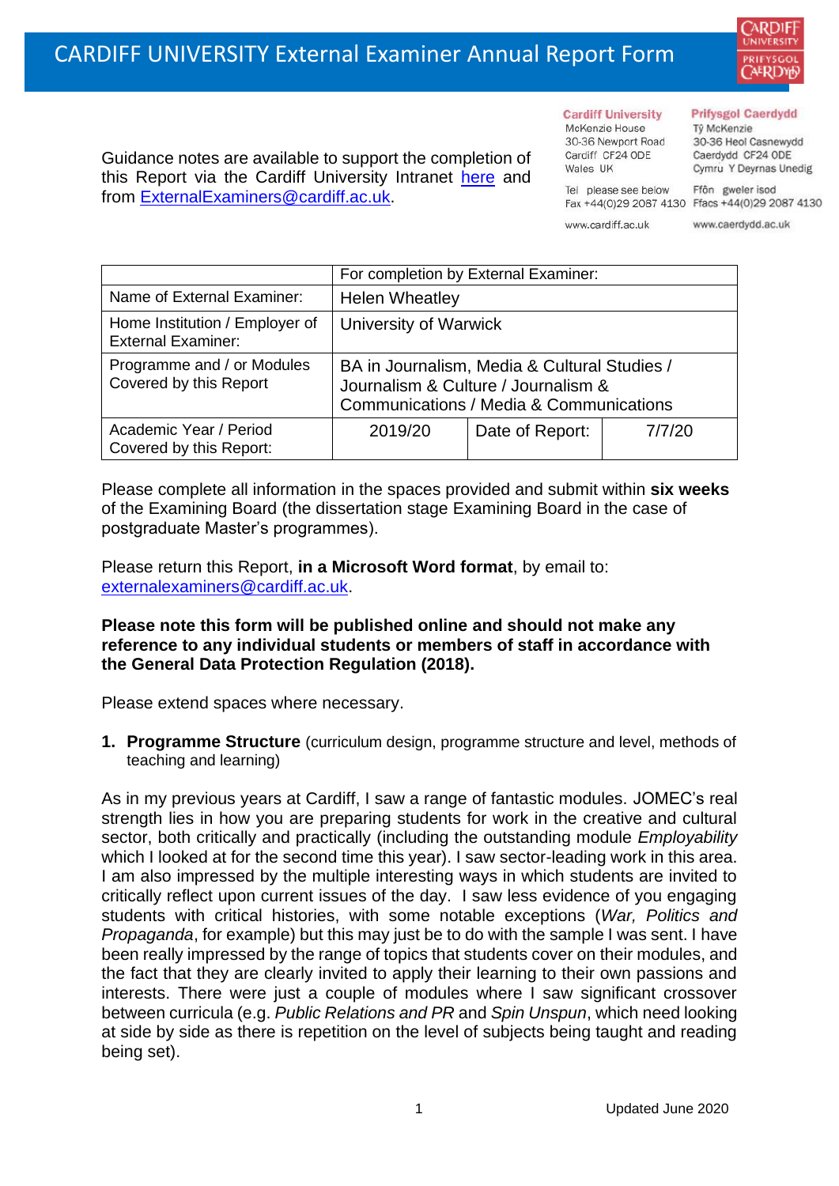# CARDIFF UNIVERSITY External Examiner Annual Report Form

Guidance notes are available to support the completion of this Report via the Cardiff University Intranet here and from ExternalExaminers@cardiff.ac.uk.

**Cardiff University**
McKenzie House
30-36 Newport Road
Cardiff CF24 0DE
Wales UK

Tel please see below
Fax +44(0)29 2087 4130

www.cardiff.ac.uk

**Prifysgol Caerdydd**
Tŷ McKenzie
30-36 Heol Casnewydd
Caerdydd CF24 0DE
Cymru Y Deyrnas Unedig

Ffôn gweler isod
Ffacs +44(0)29 2087 4130

www.caerdydd.ac.uk

| | For completion by External Examiner: | | |
|---|---|---|---|
| Name of External Examiner: | Helen Wheatley | | |
| Home Institution / Employer of External Examiner: | University of Warwick | | |
| Programme and / or Modules Covered by this Report | BA in Journalism, Media & Cultural Studies / Journalism & Culture / Journalism & Communications / Media & Communications | | |
| Academic Year / Period Covered by this Report: | 2019/20 | Date of Report: | 7/7/20 |

Please complete all information in the spaces provided and submit within **six weeks** of the Examining Board (the dissertation stage Examining Board in the case of postgraduate Master's programmes).

Please return this Report, **in a Microsoft Word format**, by email to: externalexaminers@cardiff.ac.uk.

**Please note this form will be published online and should not make any reference to any individual students or members of staff in accordance with the General Data Protection Regulation (2018).**

Please extend spaces where necessary.

1. **Programme Structure** (curriculum design, programme structure and level, methods of teaching and learning)

As in my previous years at Cardiff, I saw a range of fantastic modules. JOMEC's real strength lies in how you are preparing students for work in the creative and cultural sector, both critically and practically (including the outstanding module *Employability* which I looked at for the second time this year). I saw sector-leading work in this area. I am also impressed by the multiple interesting ways in which students are invited to critically reflect upon current issues of the day. I saw less evidence of you engaging students with critical histories, with some notable exceptions (*War, Politics and Propaganda*, for example) but this may just be to do with the sample I was sent. I have been really impressed by the range of topics that students cover on their modules, and the fact that they are clearly invited to apply their learning to their own passions and interests. There were just a couple of modules where I saw significant crossover between curricula (e.g. *Public Relations and PR* and *Spin Unspun*, which need looking at side by side as there is repetition on the level of subjects being taught and reading being set).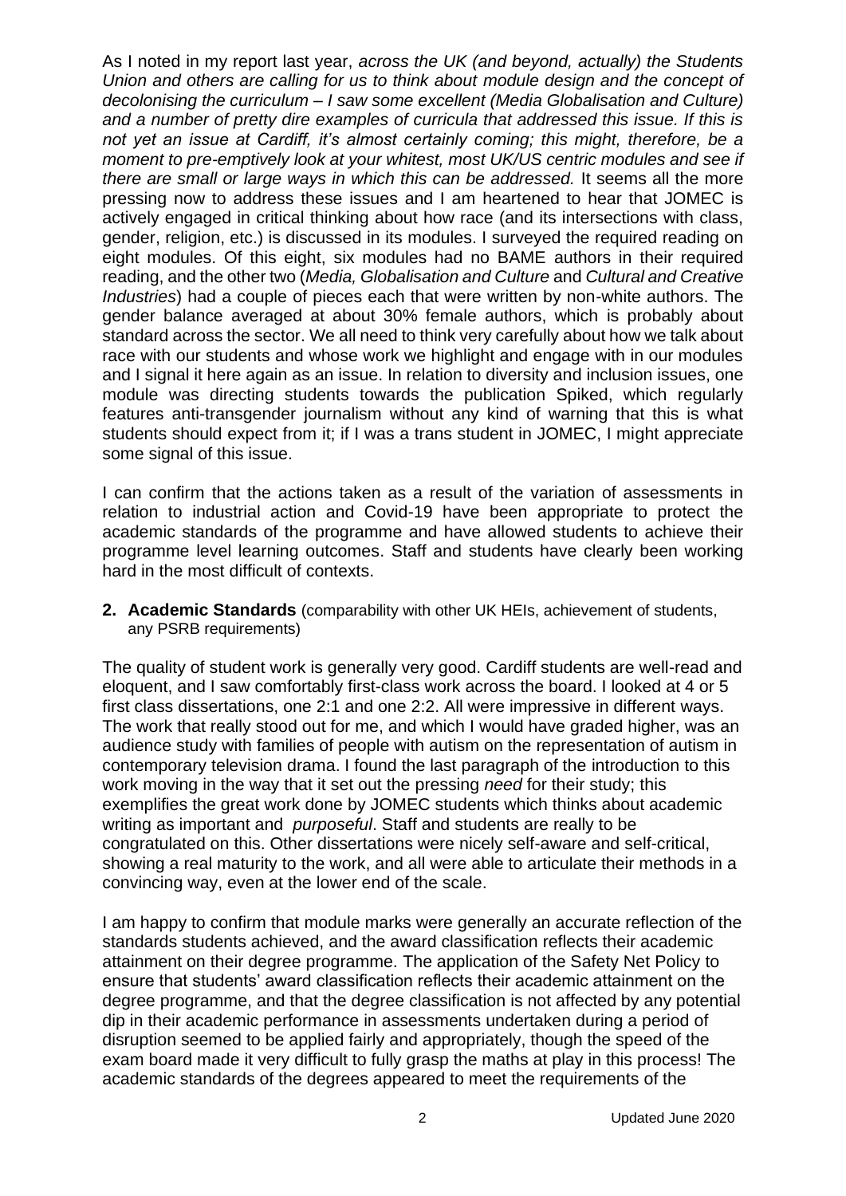As I noted in my report last year, *across the UK (and beyond, actually) the Students Union and others are calling for us to think about module design and the concept of decolonising the curriculum – I saw some excellent (Media Globalisation and Culture) and a number of pretty dire examples of curricula that addressed this issue. If this is not yet an issue at Cardiff, it's almost certainly coming; this might, therefore, be a moment to pre-emptively look at your whitest, most UK/US centric modules and see if there are small or large ways in which this can be addressed.* It seems all the more pressing now to address these issues and I am heartened to hear that JOMEC is actively engaged in critical thinking about how race (and its intersections with class, gender, religion, etc.) is discussed in its modules. I surveyed the required reading on eight modules. Of this eight, six modules had no BAME authors in their required reading, and the other two (*Media, Globalisation and Culture* and *Cultural and Creative Industries*) had a couple of pieces each that were written by non-white authors. The gender balance averaged at about 30% female authors, which is probably about standard across the sector. We all need to think very carefully about how we talk about race with our students and whose work we highlight and engage with in our modules and I signal it here again as an issue. In relation to diversity and inclusion issues, one module was directing students towards the publication Spiked, which regularly features anti-transgender journalism without any kind of warning that this is what students should expect from it; if I was a trans student in JOMEC, I might appreciate some signal of this issue.

I can confirm that the actions taken as a result of the variation of assessments in relation to industrial action and Covid-19 have been appropriate to protect the academic standards of the programme and have allowed students to achieve their programme level learning outcomes. Staff and students have clearly been working hard in the most difficult of contexts.

**2. Academic Standards** (comparability with other UK HEIs, achievement of students, any PSRB requirements)

The quality of student work is generally very good. Cardiff students are well-read and eloquent, and I saw comfortably first-class work across the board. I looked at 4 or 5 first class dissertations, one 2:1 and one 2:2. All were impressive in different ways. The work that really stood out for me, and which I would have graded higher, was an audience study with families of people with autism on the representation of autism in contemporary television drama. I found the last paragraph of the introduction to this work moving in the way that it set out the pressing *need* for their study; this exemplifies the great work done by JOMEC students which thinks about academic writing as important and *purposeful*. Staff and students are really to be congratulated on this. Other dissertations were nicely self-aware and self-critical, showing a real maturity to the work, and all were able to articulate their methods in a convincing way, even at the lower end of the scale.

I am happy to confirm that module marks were generally an accurate reflection of the standards students achieved, and the award classification reflects their academic attainment on their degree programme. The application of the Safety Net Policy to ensure that students' award classification reflects their academic attainment on the degree programme, and that the degree classification is not affected by any potential dip in their academic performance in assessments undertaken during a period of disruption seemed to be applied fairly and appropriately, though the speed of the exam board made it very difficult to fully grasp the maths at play in this process! The academic standards of the degrees appeared to meet the requirements of the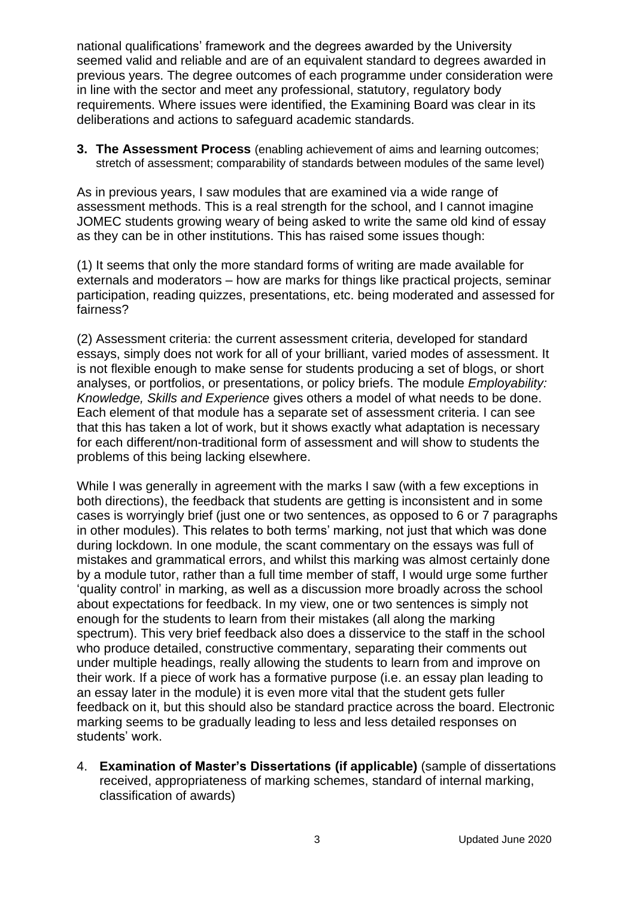national qualifications' framework and the degrees awarded by the University seemed valid and reliable and are of an equivalent standard to degrees awarded in previous years. The degree outcomes of each programme under consideration were in line with the sector and meet any professional, statutory, regulatory body requirements. Where issues were identified, the Examining Board was clear in its deliberations and actions to safeguard academic standards.

**3. The Assessment Process** (enabling achievement of aims and learning outcomes; stretch of assessment; comparability of standards between modules of the same level)

As in previous years, I saw modules that are examined via a wide range of assessment methods. This is a real strength for the school, and I cannot imagine JOMEC students growing weary of being asked to write the same old kind of essay as they can be in other institutions. This has raised some issues though:

(1) It seems that only the more standard forms of writing are made available for externals and moderators – how are marks for things like practical projects, seminar participation, reading quizzes, presentations, etc. being moderated and assessed for fairness?

(2) Assessment criteria: the current assessment criteria, developed for standard essays, simply does not work for all of your brilliant, varied modes of assessment. It is not flexible enough to make sense for students producing a set of blogs, or short analyses, or portfolios, or presentations, or policy briefs. The module *Employability: Knowledge, Skills and Experience* gives others a model of what needs to be done. Each element of that module has a separate set of assessment criteria. I can see that this has taken a lot of work, but it shows exactly what adaptation is necessary for each different/non-traditional form of assessment and will show to students the problems of this being lacking elsewhere.

While I was generally in agreement with the marks I saw (with a few exceptions in both directions), the feedback that students are getting is inconsistent and in some cases is worryingly brief (just one or two sentences, as opposed to 6 or 7 paragraphs in other modules). This relates to both terms' marking, not just that which was done during lockdown. In one module, the scant commentary on the essays was full of mistakes and grammatical errors, and whilst this marking was almost certainly done by a module tutor, rather than a full time member of staff, I would urge some further 'quality control' in marking, as well as a discussion more broadly across the school about expectations for feedback. In my view, one or two sentences is simply not enough for the students to learn from their mistakes (all along the marking spectrum). This very brief feedback also does a disservice to the staff in the school who produce detailed, constructive commentary, separating their comments out under multiple headings, really allowing the students to learn from and improve on their work. If a piece of work has a formative purpose (i.e. an essay plan leading to an essay later in the module) it is even more vital that the student gets fuller feedback on it, but this should also be standard practice across the board. Electronic marking seems to be gradually leading to less and less detailed responses on students' work.

4. **Examination of Master's Dissertations (if applicable)** (sample of dissertations received, appropriateness of marking schemes, standard of internal marking, classification of awards)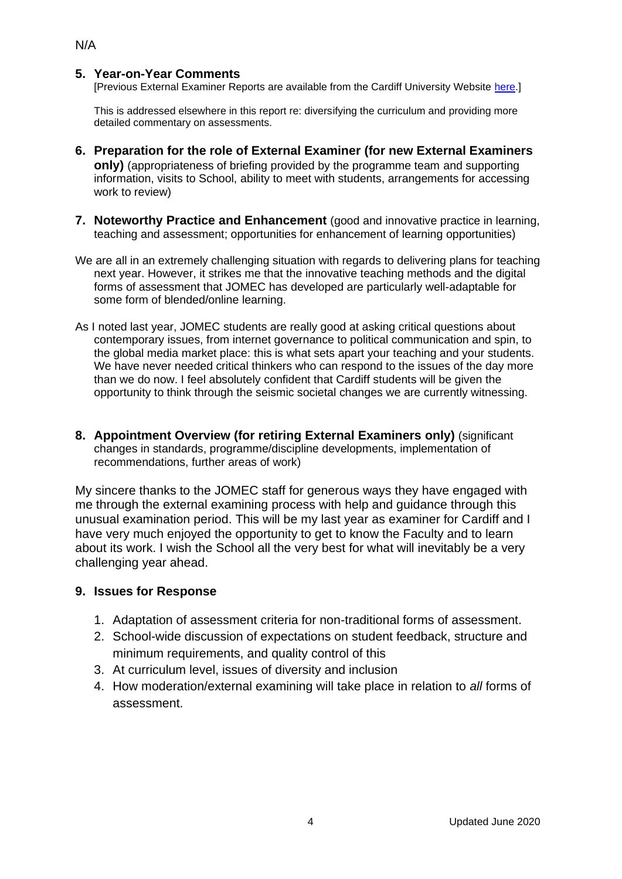N/A

**5. Year-on-Year Comments**

[Previous External Examiner Reports are available from the Cardiff University Website here.]

This is addressed elsewhere in this report re: diversifying the curriculum and providing more detailed commentary on assessments.

**6. Preparation for the role of External Examiner (for new External Examiners only)** (appropriateness of briefing provided by the programme team and supporting information, visits to School, ability to meet with students, arrangements for accessing work to review)

**7. Noteworthy Practice and Enhancement** (good and innovative practice in learning, teaching and assessment; opportunities for enhancement of learning opportunities)

We are all in an extremely challenging situation with regards to delivering plans for teaching next year. However, it strikes me that the innovative teaching methods and the digital forms of assessment that JOMEC has developed are particularly well-adaptable for some form of blended/online learning.

As I noted last year, JOMEC students are really good at asking critical questions about contemporary issues, from internet governance to political communication and spin, to the global media market place: this is what sets apart your teaching and your students. We have never needed critical thinkers who can respond to the issues of the day more than we do now. I feel absolutely confident that Cardiff students will be given the opportunity to think through the seismic societal changes we are currently witnessing.

**8. Appointment Overview (for retiring External Examiners only)** (significant changes in standards, programme/discipline developments, implementation of recommendations, further areas of work)

My sincere thanks to the JOMEC staff for generous ways they have engaged with me through the external examining process with help and guidance through this unusual examination period. This will be my last year as examiner for Cardiff and I have very much enjoyed the opportunity to get to know the Faculty and to learn about its work. I wish the School all the very best for what will inevitably be a very challenging year ahead.

**9. Issues for Response**

1. Adaptation of assessment criteria for non-traditional forms of assessment.
2. School-wide discussion of expectations on student feedback, structure and minimum requirements, and quality control of this
3. At curriculum level, issues of diversity and inclusion
4. How moderation/external examining will take place in relation to *all* forms of assessment.